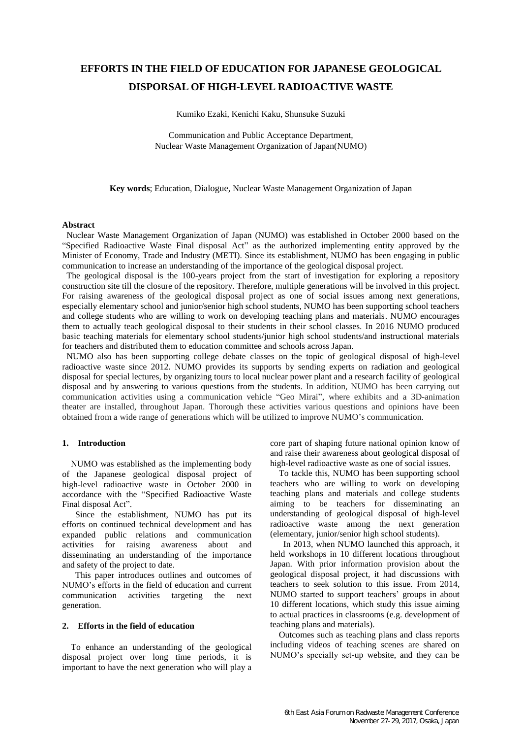# EFFORTS IN THE FIELD OF EDUCATION FOR JAPANESE GEOLOGICAL DISPORSAL OF HIGH-LEVEL RADIOACTIVE WASTE

Kumiko Ezaki, Kenichi Kaku, Shunsuke Suzuki

Communication and Public Acceptance Department,
Nuclear Waste Management Organization of Japan(NUMO)

**Key words**; Education, Dialogue, Nuclear Waste Management Organization of Japan

**Abstract**

Nuclear Waste Management Organization of Japan (NUMO) was established in October 2000 based on the "Specified Radioactive Waste Final disposal Act" as the authorized implementing entity approved by the Minister of Economy, Trade and Industry (METI). Since its establishment, NUMO has been engaging in public communication to increase an understanding of the importance of the geological disposal project.

The geological disposal is the 100-years project from the start of investigation for exploring a repository construction site till the closure of the repository. Therefore, multiple generations will be involved in this project. For raising awareness of the geological disposal project as one of social issues among next generations, especially elementary school and junior/senior high school students, NUMO has been supporting school teachers and college students who are willing to work on developing teaching plans and materials. NUMO encourages them to actually teach geological disposal to their students in their school classes. In 2016 NUMO produced basic teaching materials for elementary school students/junior high school students/and instructional materials for teachers and distributed them to education committee and schools across Japan.

NUMO also has been supporting college debate classes on the topic of geological disposal of high-level radioactive waste since 2012. NUMO provides its supports by sending experts on radiation and geological disposal for special lectures, by organizing tours to local nuclear power plant and a research facility of geological disposal and by answering to various questions from the students. In addition, NUMO has been carrying out communication activities using a communication vehicle "Geo Mirai", where exhibits and a 3D-animation theater are installed, throughout Japan. Thorough these activities various questions and opinions have been obtained from a wide range of generations which will be utilized to improve NUMO's communication.

## 1. Introduction

NUMO was established as the implementing body of the Japanese geological disposal project of high-level radioactive waste in October 2000 in accordance with the "Specified Radioactive Waste Final disposal Act".

Since the establishment, NUMO has put its efforts on continued technical development and has expanded public relations and communication activities for raising awareness about and disseminating an understanding of the importance and safety of the project to date.

This paper introduces outlines and outcomes of NUMO's efforts in the field of education and current communication activities targeting the next generation.

## 2. Efforts in the field of education

To enhance an understanding of the geological disposal project over long time periods, it is important to have the next generation who will play a core part of shaping future national opinion know of and raise their awareness about geological disposal of high-level radioactive waste as one of social issues.

To tackle this, NUMO has been supporting school teachers who are willing to work on developing teaching plans and materials and college students aiming to be teachers for disseminating an understanding of geological disposal of high-level radioactive waste among the next generation (elementary, junior/senior high school students).

In 2013, when NUMO launched this approach, it held workshops in 10 different locations throughout Japan. With prior information provision about the geological disposal project, it had discussions with teachers to seek solution to this issue. From 2014, NUMO started to support teachers' groups in about 10 different locations, which study this issue aiming to actual practices in classrooms (e.g. development of teaching plans and materials).

Outcomes such as teaching plans and class reports including videos of teaching scenes are shared on NUMO's specially set-up website, and they can be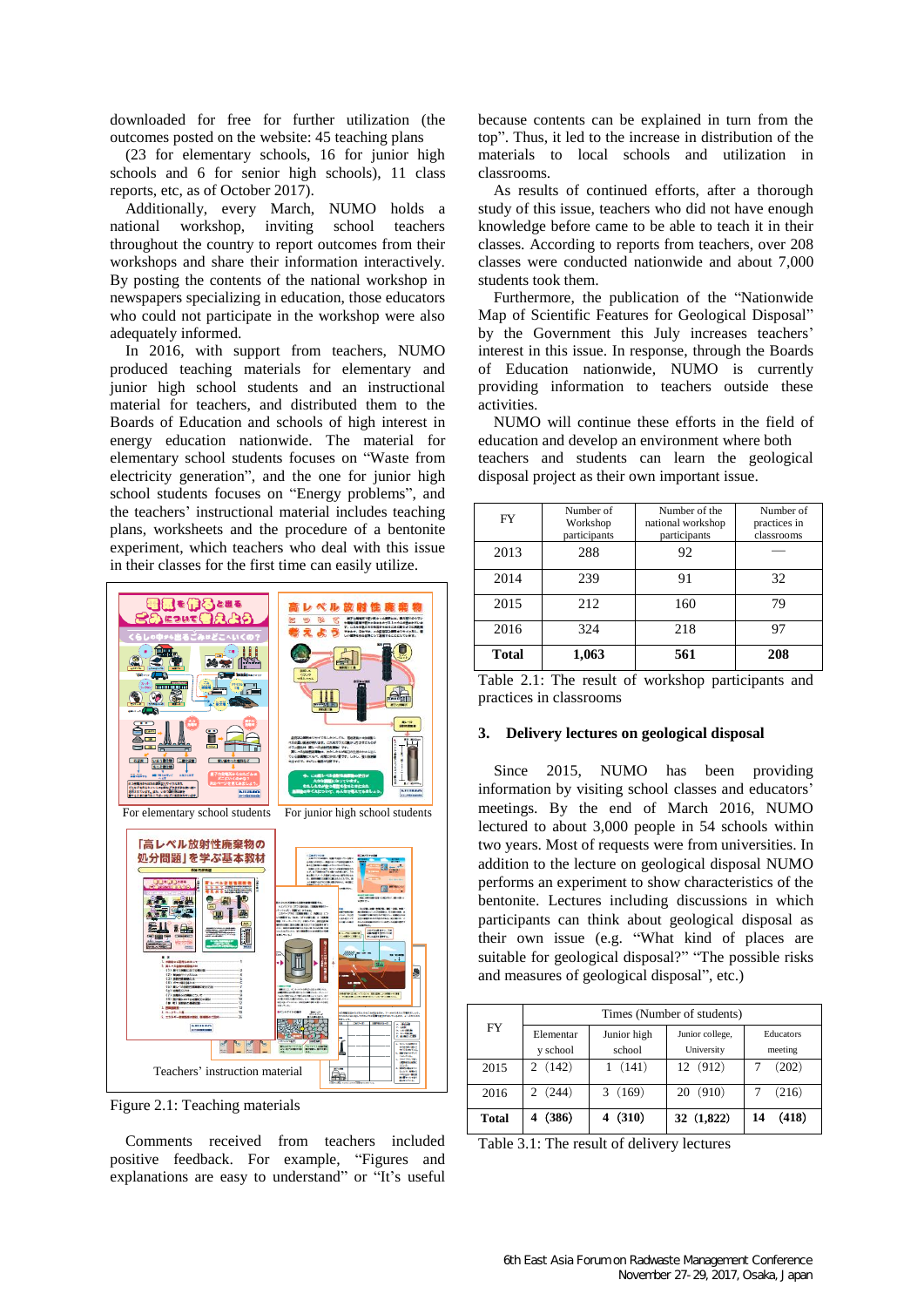downloaded for free for further utilization (the outcomes posted on the website: 45 teaching plans (23 for elementary schools, 16 for junior high schools and 6 for senior high schools), 11 class reports, etc, as of October 2017).

Additionally, every March, NUMO holds a national workshop, inviting school teachers throughout the country to report outcomes from their workshops and share their information interactively. By posting the contents of the national workshop in newspapers specializing in education, those educators who could not participate in the workshop were also adequately informed.

In 2016, with support from teachers, NUMO produced teaching materials for elementary and junior high school students and an instructional material for teachers, and distributed them to the Boards of Education and schools of high interest in energy education nationwide. The material for elementary school students focuses on "Waste from electricity generation", and the one for junior high school students focuses on "Energy problems", and the teachers' instructional material includes teaching plans, worksheets and the procedure of a bentonite experiment, which teachers who deal with this issue in their classes for the first time can easily utilize.

For elementary school students    For junior high school students

Teachers' instruction material

Figure 2.1: Teaching materials

Comments received from teachers included positive feedback. For example, "Figures and explanations are easy to understand" or "It's useful because contents can be explained in turn from the top". Thus, it led to the increase in distribution of the materials to local schools and utilization in classrooms.

As results of continued efforts, after a thorough study of this issue, teachers who did not have enough knowledge before came to be able to teach it in their classes. According to reports from teachers, over 208 classes were conducted nationwide and about 7,000 students took them.

Furthermore, the publication of the "Nationwide Map of Scientific Features for Geological Disposal" by the Government this July increases teachers' interest in this issue. In response, through the Boards of Education nationwide, NUMO is currently providing information to teachers outside these activities.

NUMO will continue these efforts in the field of education and develop an environment where both teachers and students can learn the geological disposal project as their own important issue.

| FY | Number of Workshop participants | Number of the national workshop participants | Number of practices in classrooms |
|---|---|---|---|
| 2013 | 288 | 92 | — |
| 2014 | 239 | 91 | 32 |
| 2015 | 212 | 160 | 79 |
| 2016 | 324 | 218 | 97 |
| **Total** | **1,063** | **561** | **208** |

Table 2.1: The result of workshop participants and practices in classrooms

## 3. Delivery lectures on geological disposal

Since 2015, NUMO has been providing information by visiting school classes and educators' meetings. By the end of March 2016, NUMO lectured to about 3,000 people in 54 schools within two years. Most of requests were from universities. In addition to the lecture on geological disposal NUMO performs an experiment to show characteristics of the bentonite. Lectures including discussions in which participants can think about geological disposal as their own issue (e.g. "What kind of places are suitable for geological disposal?" "The possible risks and measures of geological disposal", etc.)

| FY | Times (Number of students) | | | |
|---|---|---|---|---|
| | Elementary school | Junior high school | Junior college, University | Educators meeting |
| 2015 | 2 (142) | 1 (141) | 12 (912) | 7 (202) |
| 2016 | 2 (244) | 3 (169) | 20 (910) | 7 (216) |
| **Total** | **4 (386)** | **4 (310)** | **32 (1,822)** | **14 (418)** |

Table 3.1: The result of delivery lectures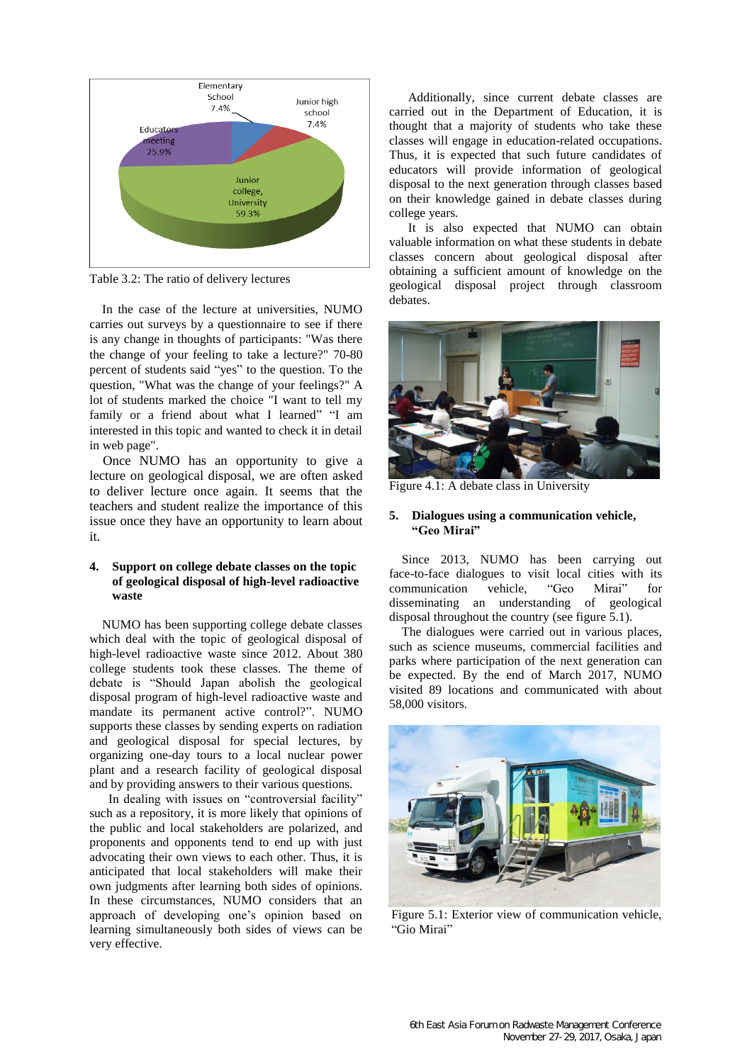Table 3.2: The ratio of delivery lectures

In the case of the lecture at universities, NUMO carries out surveys by a questionnaire to see if there is any change in thoughts of participants: "Was there the change of your feeling to take a lecture?" 70-80 percent of students said "yes" to the question. To the question, "What was the change of your feelings?" A lot of students marked the choice "I want to tell my family or a friend about what I learned" "I am interested in this topic and wanted to check it in detail in web page".

Once NUMO has an opportunity to give a lecture on geological disposal, we are often asked to deliver lecture once again. It seems that the teachers and student realize the importance of this issue once they have an opportunity to learn about it.

## 4. Support on college debate classes on the topic of geological disposal of high-level radioactive waste

NUMO has been supporting college debate classes which deal with the topic of geological disposal of high-level radioactive waste since 2012. About 380 college students took these classes. The theme of debate is "Should Japan abolish the geological disposal program of high-level radioactive waste and mandate its permanent active control?". NUMO supports these classes by sending experts on radiation and geological disposal for special lectures, by organizing one-day tours to a local nuclear power plant and a research facility of geological disposal and by providing answers to their various questions.

In dealing with issues on "controversial facility" such as a repository, it is more likely that opinions of the public and local stakeholders are polarized, and proponents and opponents tend to end up with just advocating their own views to each other. Thus, it is anticipated that local stakeholders will make their own judgments after learning both sides of opinions. In these circumstances, NUMO considers that an approach of developing one's opinion based on learning simultaneously both sides of views can be very effective.

Additionally, since current debate classes are carried out in the Department of Education, it is thought that a majority of students who take these classes will engage in education-related occupations. Thus, it is expected that such future candidates of educators will provide information of geological disposal to the next generation through classes based on their knowledge gained in debate classes during college years.

It is also expected that NUMO can obtain valuable information on what these students in debate classes concern about geological disposal after obtaining a sufficient amount of knowledge on the geological disposal project through classroom debates.

Figure 4.1: A debate class in University

## 5. Dialogues using a communication vehicle, "Geo Mirai"

Since 2013, NUMO has been carrying out face-to-face dialogues to visit local cities with its communication vehicle, "Geo Mirai" for disseminating an understanding of geological disposal throughout the country (see figure 5.1).

The dialogues were carried out in various places, such as science museums, commercial facilities and parks where participation of the next generation can be expected. By the end of March 2017, NUMO visited 89 locations and communicated with about 58,000 visitors.

Figure 5.1: Exterior view of communication vehicle, "Gio Mirai"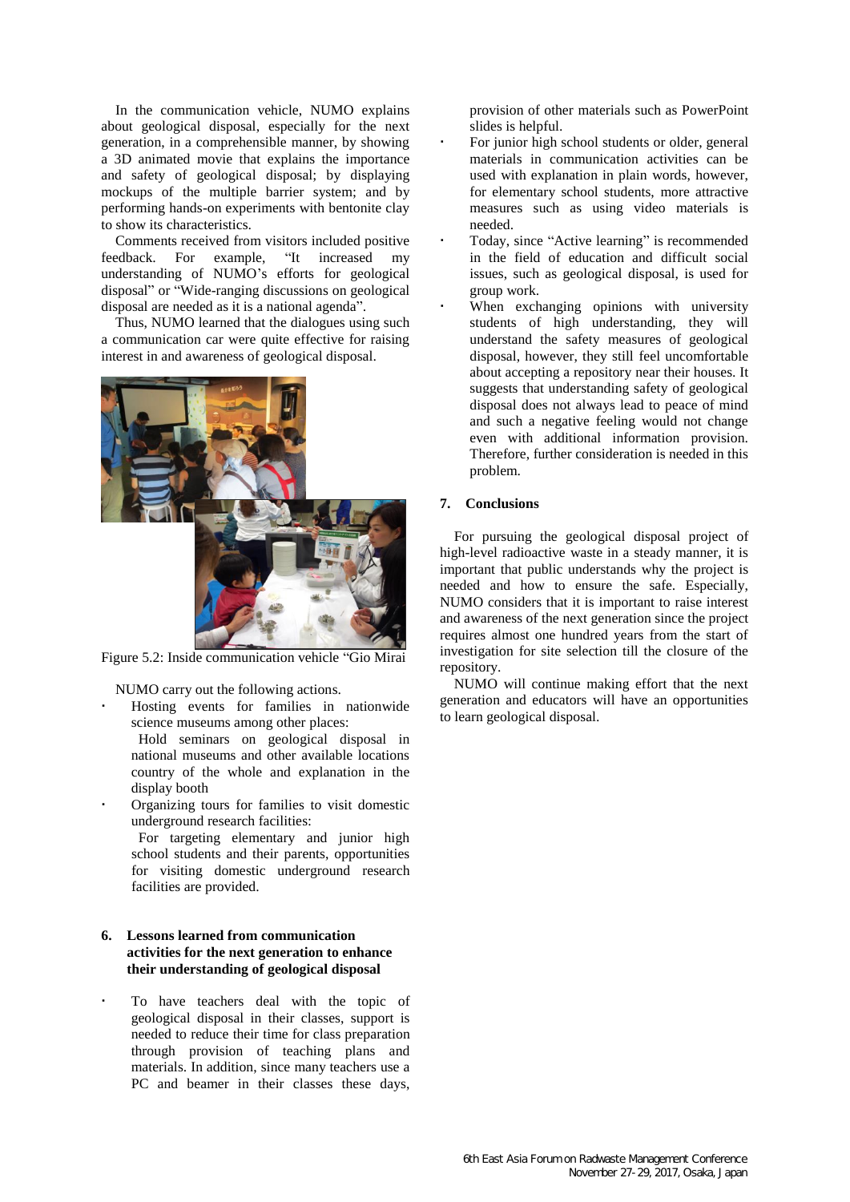In the communication vehicle, NUMO explains about geological disposal, especially for the next generation, in a comprehensible manner, by showing a 3D animated movie that explains the importance and safety of geological disposal; by displaying mockups of the multiple barrier system; and by performing hands-on experiments with bentonite clay to show its characteristics.

Comments received from visitors included positive feedback. For example, "It increased my understanding of NUMO's efforts for geological disposal" or "Wide-ranging discussions on geological disposal are needed as it is a national agenda".

Thus, NUMO learned that the dialogues using such a communication car were quite effective for raising interest in and awareness of geological disposal.

Figure 5.2: Inside communication vehicle "Gio Mirai

NUMO carry out the following actions.

- Hosting events for families in nationwide science museums among other places:
  Hold seminars on geological disposal in national museums and other available locations country of the whole and explanation in the display booth
- Organizing tours for families to visit domestic underground research facilities:
  For targeting elementary and junior high school students and their parents, opportunities for visiting domestic underground research facilities are provided.

## 6. Lessons learned from communication activities for the next generation to enhance their understanding of geological disposal

- To have teachers deal with the topic of geological disposal in their classes, support is needed to reduce their time for class preparation through provision of teaching plans and materials. In addition, since many teachers use a PC and beamer in their classes these days, provision of other materials such as PowerPoint slides is helpful.
- For junior high school students or older, general materials in communication activities can be used with explanation in plain words, however, for elementary school students, more attractive measures such as using video materials is needed.
- Today, since "Active learning" is recommended in the field of education and difficult social issues, such as geological disposal, is used for group work.
- When exchanging opinions with university students of high understanding, they will understand the safety measures of geological disposal, however, they still feel uncomfortable about accepting a repository near their houses. It suggests that understanding safety of geological disposal does not always lead to peace of mind and such a negative feeling would not change even with additional information provision. Therefore, further consideration is needed in this problem.

## 7. Conclusions

For pursuing the geological disposal project of high-level radioactive waste in a steady manner, it is important that public understands why the project is needed and how to ensure the safe. Especially, NUMO considers that it is important to raise interest and awareness of the next generation since the project requires almost one hundred years from the start of investigation for site selection till the closure of the repository.

NUMO will continue making effort that the next generation and educators will have an opportunities to learn geological disposal.